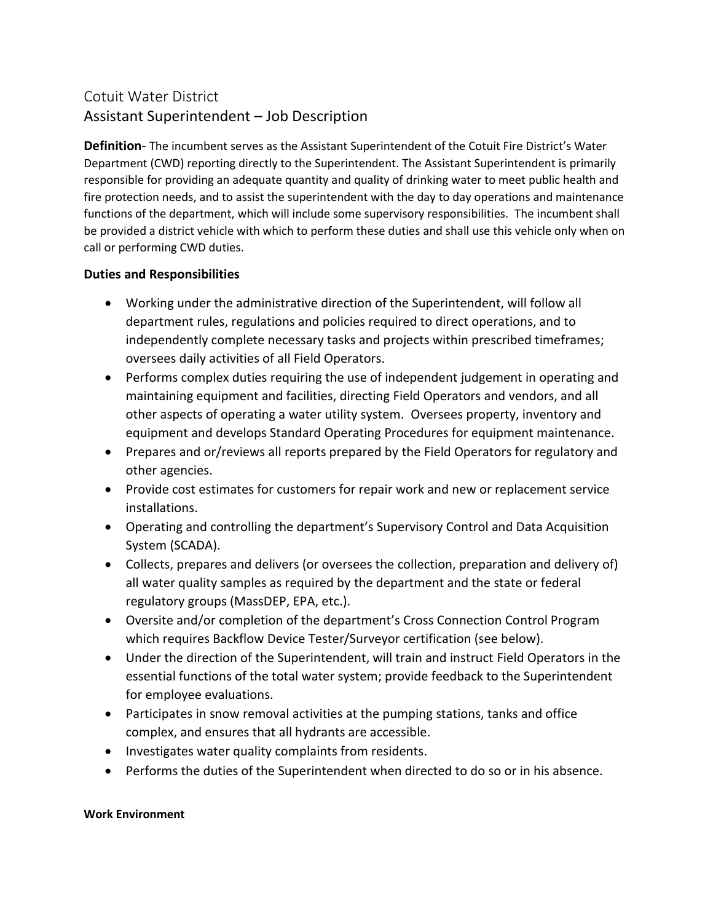# Cotuit Water District

## Assistant Superintendent – Job Description

**Definition**- The incumbent serves as the Assistant Superintendent of the Cotuit Fire District's Water Department (CWD) reporting directly to the Superintendent. The Assistant Superintendent is primarily responsible for providing an adequate quantity and quality of drinking water to meet public health and fire protection needs, and to assist the superintendent with the day to day operations and maintenance functions of the department, which will include some supervisory responsibilities. The incumbent shall be provided a district vehicle with which to perform these duties and shall use this vehicle only when on call or performing CWD duties.

**Duties and Responsibilities**

- Working under the administrative direction of the Superintendent, will follow all department rules, regulations and policies required to direct operations, and to independently complete necessary tasks and projects within prescribed timeframes; oversees daily activities of all Field Operators.
- Performs complex duties requiring the use of independent judgement in operating and maintaining equipment and facilities, directing Field Operators and vendors, and all other aspects of operating a water utility system. Oversees property, inventory and equipment and develops Standard Operating Procedures for equipment maintenance.
- Prepares and or/reviews all reports prepared by the Field Operators for regulatory and other agencies.
- Provide cost estimates for customers for repair work and new or replacement service installations.
- Operating and controlling the department's Supervisory Control and Data Acquisition System (SCADA).
- Collects, prepares and delivers (or oversees the collection, preparation and delivery of) all water quality samples as required by the department and the state or federal regulatory groups (MassDEP, EPA, etc.).
- Oversite and/or completion of the department's Cross Connection Control Program which requires Backflow Device Tester/Surveyor certification (see below).
- Under the direction of the Superintendent, will train and instruct Field Operators in the essential functions of the total water system; provide feedback to the Superintendent for employee evaluations.
- Participates in snow removal activities at the pumping stations, tanks and office complex, and ensures that all hydrants are accessible.
- Investigates water quality complaints from residents.
- Performs the duties of the Superintendent when directed to do so or in his absence.

**Work Environment**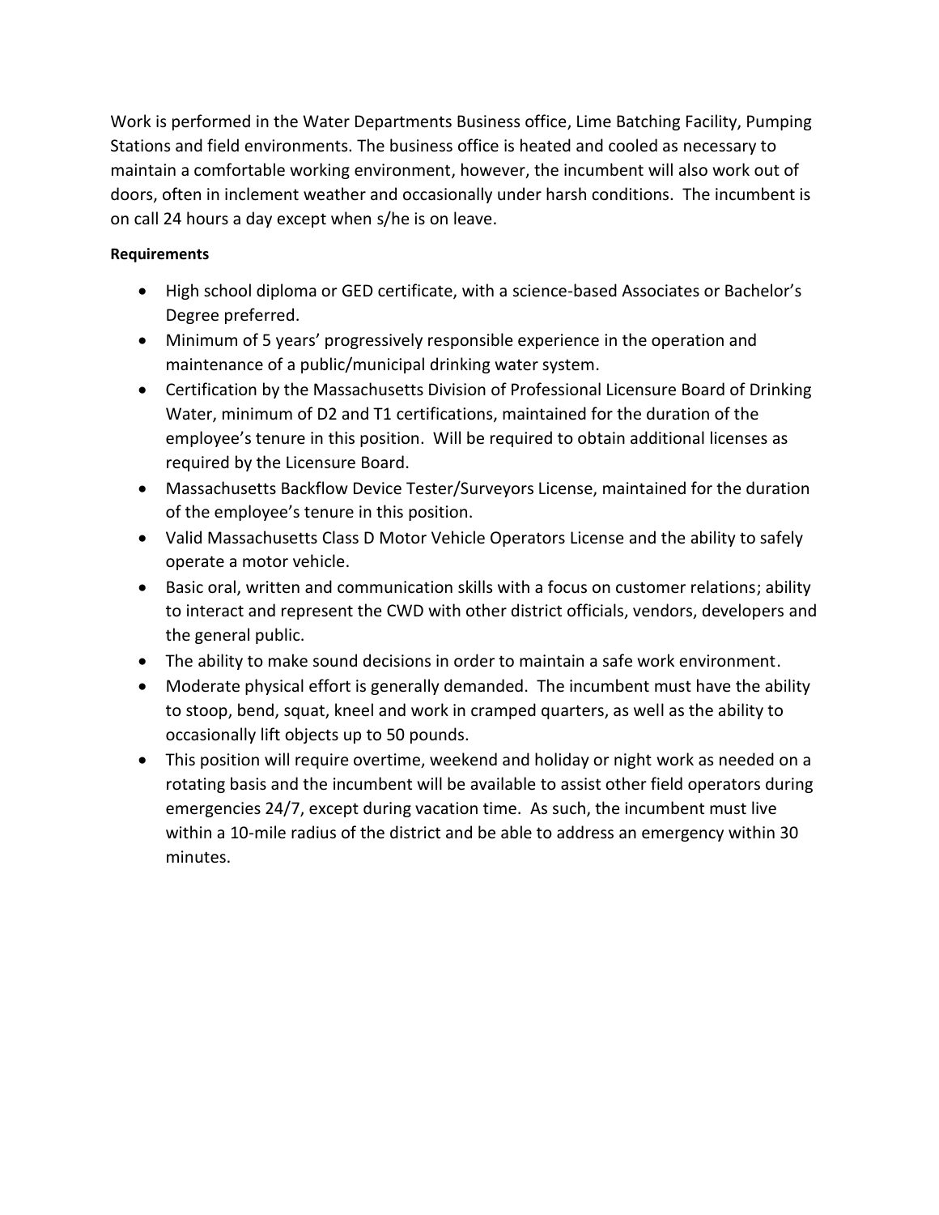Work is performed in the Water Departments Business office, Lime Batching Facility, Pumping Stations and field environments. The business office is heated and cooled as necessary to maintain a comfortable working environment, however, the incumbent will also work out of doors, often in inclement weather and occasionally under harsh conditions. The incumbent is on call 24 hours a day except when s/he is on leave.

**Requirements**

- High school diploma or GED certificate, with a science-based Associates or Bachelor's Degree preferred.
- Minimum of 5 years' progressively responsible experience in the operation and maintenance of a public/municipal drinking water system.
- Certification by the Massachusetts Division of Professional Licensure Board of Drinking Water, minimum of D2 and T1 certifications, maintained for the duration of the employee's tenure in this position. Will be required to obtain additional licenses as required by the Licensure Board.
- Massachusetts Backflow Device Tester/Surveyors License, maintained for the duration of the employee's tenure in this position.
- Valid Massachusetts Class D Motor Vehicle Operators License and the ability to safely operate a motor vehicle.
- Basic oral, written and communication skills with a focus on customer relations; ability to interact and represent the CWD with other district officials, vendors, developers and the general public.
- The ability to make sound decisions in order to maintain a safe work environment.
- Moderate physical effort is generally demanded. The incumbent must have the ability to stoop, bend, squat, kneel and work in cramped quarters, as well as the ability to occasionally lift objects up to 50 pounds.
- This position will require overtime, weekend and holiday or night work as needed on a rotating basis and the incumbent will be available to assist other field operators during emergencies 24/7, except during vacation time. As such, the incumbent must live within a 10-mile radius of the district and be able to address an emergency within 30 minutes.